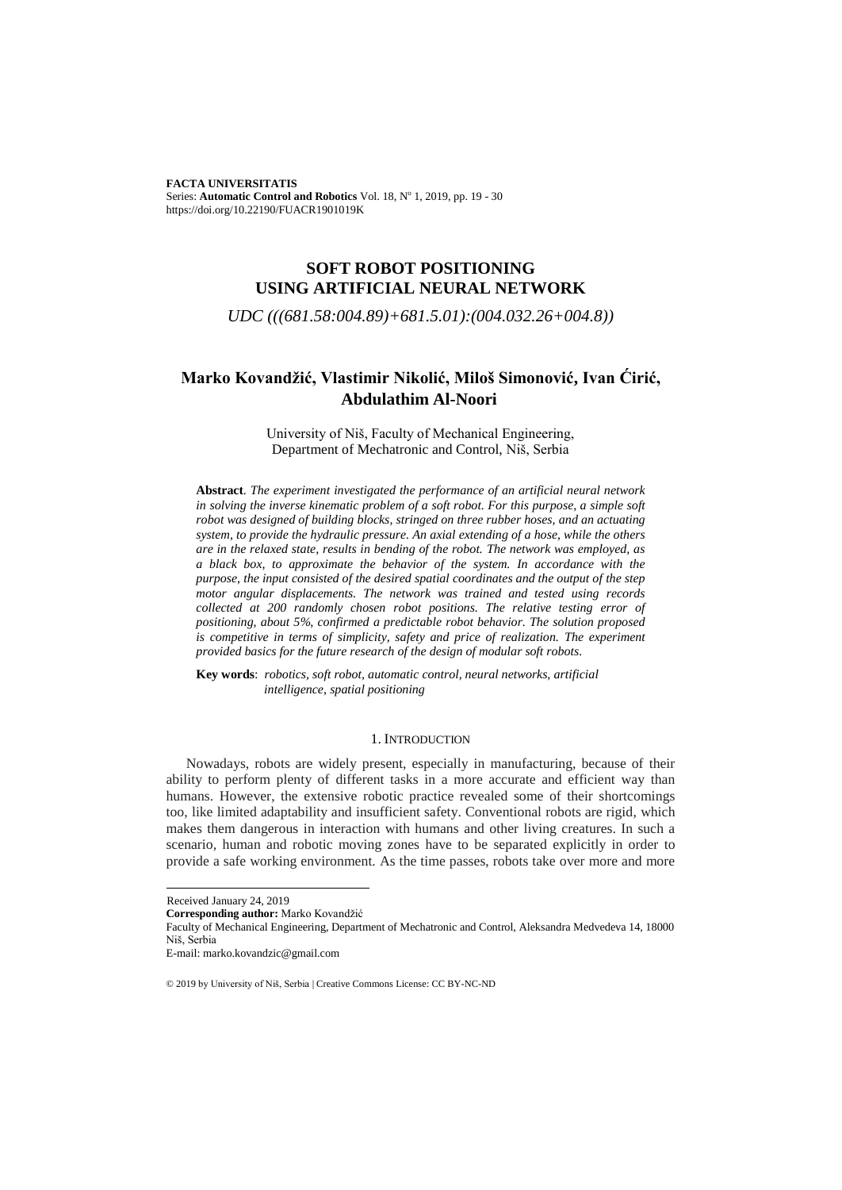**FACTA UNIVERSITATIS**
Series: **Automatic Control and Robotics** Vol. 18, Nº 1, 2019, pp. 19 - 30
https://doi.org/10.22190/FUACR1901019K

# SOFT ROBOT POSITIONING USING ARTIFICIAL NEURAL NETWORK

*UDC (((681.58:004.89)+681.5.01):(004.032.26+004.8))*

## Marko Kovandžić, Vlastimir Nikolić, Miloš Simonović, Ivan Ćirić, Abdulathim Al-Noori

University of Niš, Faculty of Mechanical Engineering, Department of Mechatronic and Control, Niš, Serbia

**Abstract**. *The experiment investigated the performance of an artificial neural network in solving the inverse kinematic problem of a soft robot. For this purpose, a simple soft robot was designed of building blocks, stringed on three rubber hoses, and an actuating system, to provide the hydraulic pressure. An axial extending of a hose, while the others are in the relaxed state, results in bending of the robot. The network was employed, as a black box, to approximate the behavior of the system. In accordance with the purpose, the input consisted of the desired spatial coordinates and the output of the step motor angular displacements. The network was trained and tested using records collected at 200 randomly chosen robot positions. The relative testing error of positioning, about 5%, confirmed a predictable robot behavior. The solution proposed is competitive in terms of simplicity, safety and price of realization. The experiment provided basics for the future research of the design of modular soft robots.*

**Key words**: *robotics, soft robot, automatic control, neural networks, artificial intelligence, spatial positioning*

## 1. INTRODUCTION

Nowadays, robots are widely present, especially in manufacturing, because of their ability to perform plenty of different tasks in a more accurate and efficient way than humans. However, the extensive robotic practice revealed some of their shortcomings too, like limited adaptability and insufficient safety. Conventional robots are rigid, which makes them dangerous in interaction with humans and other living creatures. In such a scenario, human and robotic moving zones have to be separated explicitly in order to provide a safe working environment. As the time passes, robots take over more and more

---

Received January 24, 2019
**Corresponding author:** Marko Kovandžić
Faculty of Mechanical Engineering, Department of Mechatronic and Control, Aleksandra Medvedeva 14, 18000 Niš, Serbia
E-mail: marko.kovandzic@gmail.com

© 2019 by University of Niš, Serbia | Creative Commons License: CC BY-NC-ND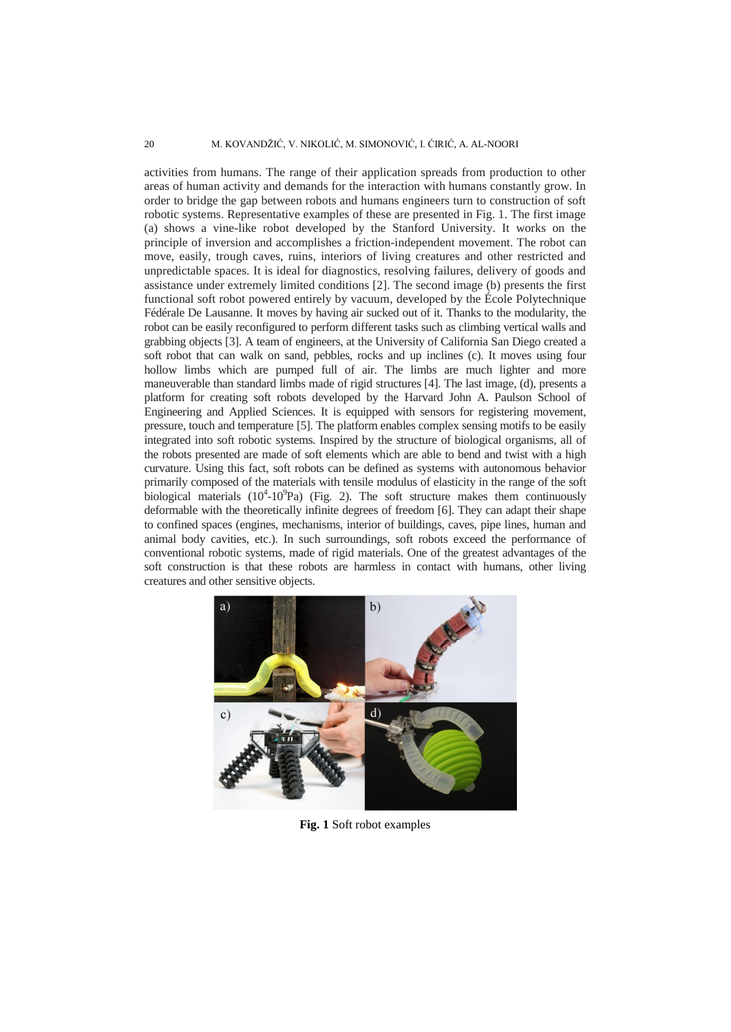activities from humans. The range of their application spreads from production to other areas of human activity and demands for the interaction with humans constantly grow. In order to bridge the gap between robots and humans engineers turn to construction of soft robotic systems. Representative examples of these are presented in Fig. 1. The first image (a) shows a vine-like robot developed by the Stanford University. It works on the principle of inversion and accomplishes a friction-independent movement. The robot can move, easily, trough caves, ruins, interiors of living creatures and other restricted and unpredictable spaces. It is ideal for diagnostics, resolving failures, delivery of goods and assistance under extremely limited conditions [2]. The second image (b) presents the first functional soft robot powered entirely by vacuum, developed by the École Polytechnique Fédérale De Lausanne. It moves by having air sucked out of it. Thanks to the modularity, the robot can be easily reconfigured to perform different tasks such as climbing vertical walls and grabbing objects [3]. A team of engineers, at the University of California San Diego created a soft robot that can walk on sand, pebbles, rocks and up inclines (c). It moves using four hollow limbs which are pumped full of air. The limbs are much lighter and more maneuverable than standard limbs made of rigid structures [4]. The last image, (d), presents a platform for creating soft robots developed by the Harvard John A. Paulson School of Engineering and Applied Sciences. It is equipped with sensors for registering movement, pressure, touch and temperature [5]. The platform enables complex sensing motifs to be easily integrated into soft robotic systems. Inspired by the structure of biological organisms, all of the robots presented are made of soft elements which are able to bend and twist with a high curvature. Using this fact, soft robots can be defined as systems with autonomous behavior primarily composed of the materials with tensile modulus of elasticity in the range of the soft biological materials ($10^4$-$10^9$Pa) (Fig. 2). The soft structure makes them continuously deformable with the theoretically infinite degrees of freedom [6]. They can adapt their shape to confined spaces (engines, mechanisms, interior of buildings, caves, pipe lines, human and animal body cavities, etc.). In such surroundings, soft robots exceed the performance of conventional robotic systems, made of rigid materials. One of the greatest advantages of the soft construction is that these robots are harmless in contact with humans, other living creatures and other sensitive objects.

**Fig. 1** Soft robot examples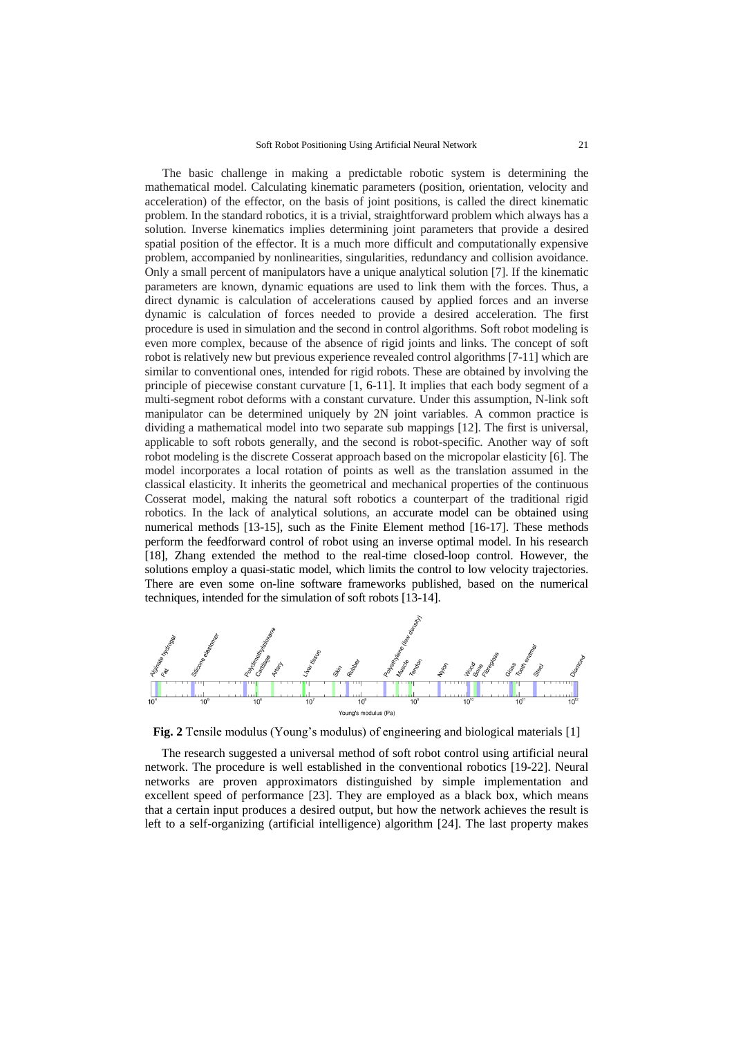The basic challenge in making a predictable robotic system is determining the mathematical model. Calculating kinematic parameters (position, orientation, velocity and acceleration) of the effector, on the basis of joint positions, is called the direct kinematic problem. In the standard robotics, it is a trivial, straightforward problem which always has a solution. Inverse kinematics implies determining joint parameters that provide a desired spatial position of the effector. It is a much more difficult and computationally expensive problem, accompanied by nonlinearities, singularities, redundancy and collision avoidance. Only a small percent of manipulators have a unique analytical solution [7]. If the kinematic parameters are known, dynamic equations are used to link them with the forces. Thus, a direct dynamic is calculation of accelerations caused by applied forces and an inverse dynamic is calculation of forces needed to provide a desired acceleration. The first procedure is used in simulation and the second in control algorithms. Soft robot modeling is even more complex, because of the absence of rigid joints and links. The concept of soft robot is relatively new but previous experience revealed control algorithms [7-11] which are similar to conventional ones, intended for rigid robots. These are obtained by involving the principle of piecewise constant curvature [1, 6-11]. It implies that each body segment of a multi-segment robot deforms with a constant curvature. Under this assumption, N-link soft manipulator can be determined uniquely by 2N joint variables. A common practice is dividing a mathematical model into two separate sub mappings [12]. The first is universal, applicable to soft robots generally, and the second is robot-specific. Another way of soft robot modeling is the discrete Cosserat approach based on the micropolar elasticity [6]. The model incorporates a local rotation of points as well as the translation assumed in the classical elasticity. It inherits the geometrical and mechanical properties of the continuous Cosserat model, making the natural soft robotics a counterpart of the traditional rigid robotics. In the lack of analytical solutions, an accurate model can be obtained using numerical methods [13-15], such as the Finite Element method [16-17]. These methods perform the feedforward control of robot using an inverse optimal model. In his research [18], Zhang extended the method to the real-time closed-loop control. However, the solutions employ a quasi-static model, which limits the control to low velocity trajectories. There are even some on-line software frameworks published, based on the numerical techniques, intended for the simulation of soft robots [13-14].

**Fig. 2** Tensile modulus (Young's modulus) of engineering and biological materials [1]

The research suggested a universal method of soft robot control using artificial neural network. The procedure is well established in the conventional robotics [19-22]. Neural networks are proven approximators distinguished by simple implementation and excellent speed of performance [23]. They are employed as a black box, which means that a certain input produces a desired output, but how the network achieves the result is left to a self-organizing (artificial intelligence) algorithm [24]. The last property makes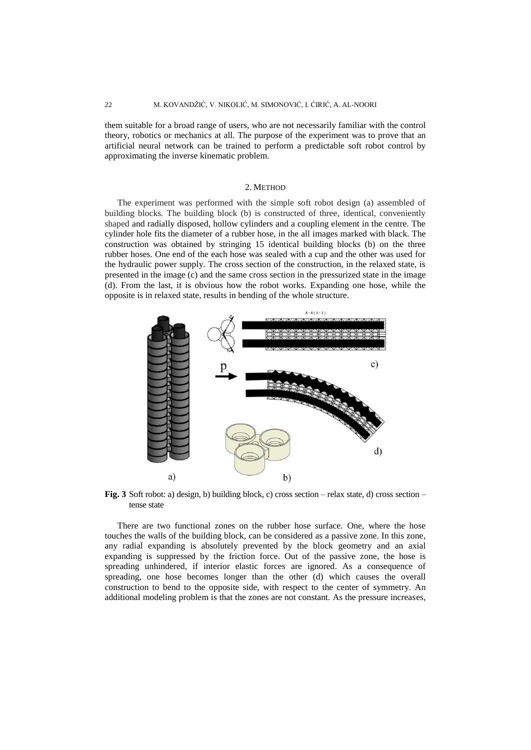them suitable for a broad range of users, who are not necessarily familiar with the control theory, robotics or mechanics at all. The purpose of the experiment was to prove that an artificial neural network can be trained to perform a predictable soft robot control by approximating the inverse kinematic problem.

## 2. METHOD

The experiment was performed with the simple soft robot design (a) assembled of building blocks. The building block (b) is constructed of three, identical, conveniently shaped and radially disposed, hollow cylinders and a coupling element in the centre. The cylinder hole fits the diameter of a rubber hose, in the all images marked with black. The construction was obtained by stringing 15 identical building blocks (b) on the three rubber hoses. One end of the each hose was sealed with a cup and the other was used for the hydraulic power supply. The cross section of the construction, in the relaxed state, is presented in the image (c) and the same cross section in the pressurized state in the image (d). From the last, it is obvious how the robot works. Expanding one hose, while the opposite is in relaxed state, results in bending of the whole structure.

**Fig. 3** Soft robot: a) design, b) building block, c) cross section – relax state, d) cross section – tense state

There are two functional zones on the rubber hose surface. One, where the hose touches the walls of the building block, can be considered as a passive zone. In this zone, any radial expanding is absolutely prevented by the block geometry and an axial expanding is suppressed by the friction force. Out of the passive zone, the hose is spreading unhindered, if interior elastic forces are ignored. As a consequence of spreading, one hose becomes longer than the other (d) which causes the overall construction to bend to the opposite side, with respect to the center of symmetry. An additional modeling problem is that the zones are not constant. As the pressure increases,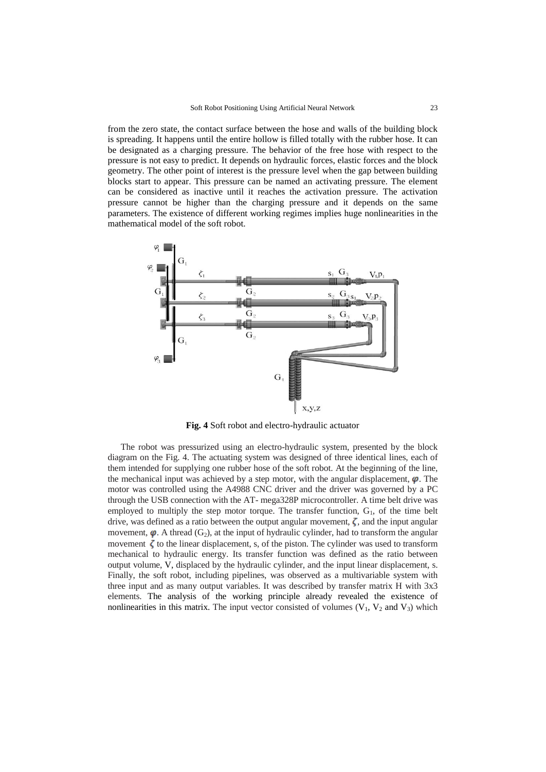from the zero state, the contact surface between the hose and walls of the building block is spreading. It happens until the entire hollow is filled totally with the rubber hose. It can be designated as a charging pressure. The behavior of the free hose with respect to the pressure is not easy to predict. It depends on hydraulic forces, elastic forces and the block geometry. The other point of interest is the pressure level when the gap between building blocks start to appear. This pressure can be named an activating pressure. The element can be considered as inactive until it reaches the activation pressure. The activation pressure cannot be higher than the charging pressure and it depends on the same parameters. The existence of different working regimes implies huge nonlinearities in the mathematical model of the soft robot.

**Fig. 4** Soft robot and electro-hydraulic actuator

The robot was pressurized using an electro-hydraulic system, presented by the block diagram on the Fig. 4. The actuating system was designed of three identical lines, each of them intended for supplying one rubber hose of the soft robot. At the beginning of the line, the mechanical input was achieved by a step motor, with the angular displacement, $\varphi$. The motor was controlled using the A4988 CNC driver and the driver was governed by a PC through the USB connection with the AT- mega328P microcontroller. A time belt drive was employed to multiply the step motor torque. The transfer function, $G_1$, of the time belt drive, was defined as a ratio between the output angular movement, $\zeta$, and the input angular movement, $\varphi$. A thread ($G_2$), at the input of hydraulic cylinder, had to transform the angular movement $\zeta$ to the linear displacement, s, of the piston. The cylinder was used to transform mechanical to hydraulic energy. Its transfer function was defined as the ratio between output volume, V, displaced by the hydraulic cylinder, and the input linear displacement, s. Finally, the soft robot, including pipelines, was observed as a multivariable system with three input and as many output variables. It was described by transfer matrix H with 3x3 elements. The analysis of the working principle already revealed the existence of nonlinearities in this matrix. The input vector consisted of volumes ($V_1$, $V_2$ and $V_3$) which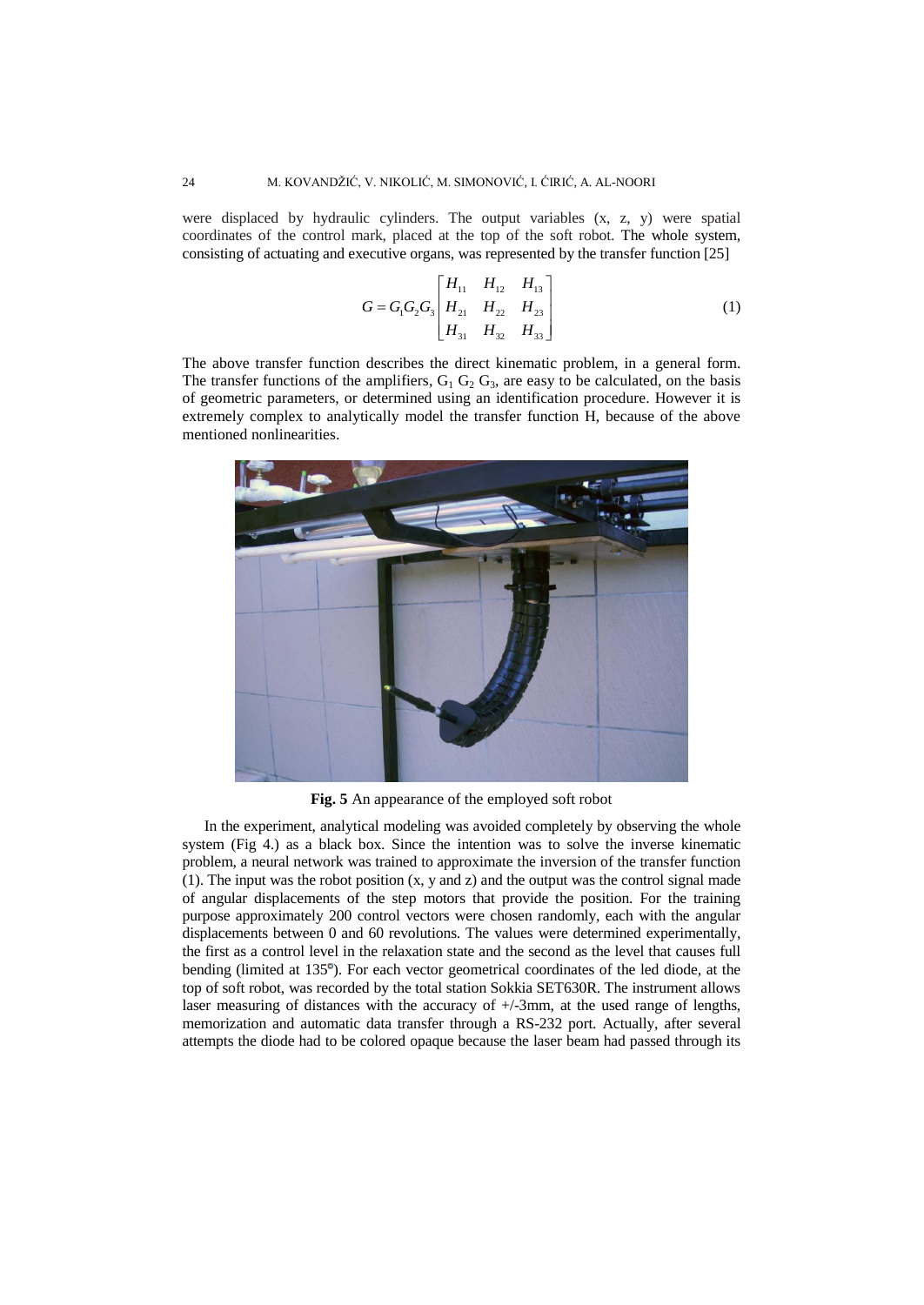were displaced by hydraulic cylinders. The output variables (x, z, y) were spatial coordinates of the control mark, placed at the top of the soft robot. The whole system, consisting of actuating and executive organs, was represented by the transfer function [25]

$$G = G_1 G_2 G_3 \begin{bmatrix} H_{11} & H_{12} & H_{13} \\ H_{21} & H_{22} & H_{23} \\ H_{31} & H_{32} & H_{33} \end{bmatrix} \tag{1}$$

The above transfer function describes the direct kinematic problem, in a general form. The transfer functions of the amplifiers, $G_1$ $G_2$ $G_3$, are easy to be calculated, on the basis of geometric parameters, or determined using an identification procedure. However it is extremely complex to analytically model the transfer function H, because of the above mentioned nonlinearities.

**Fig. 5** An appearance of the employed soft robot

In the experiment, analytical modeling was avoided completely by observing the whole system (Fig 4.) as a black box. Since the intention was to solve the inverse kinematic problem, a neural network was trained to approximate the inversion of the transfer function (1). The input was the robot position (x, y and z) and the output was the control signal made of angular displacements of the step motors that provide the position. For the training purpose approximately 200 control vectors were chosen randomly, each with the angular displacements between 0 and 60 revolutions. The values were determined experimentally, the first as a control level in the relaxation state and the second as the level that causes full bending (limited at 135°). For each vector geometrical coordinates of the led diode, at the top of soft robot, was recorded by the total station Sokkia SET630R. The instrument allows laser measuring of distances with the accuracy of +/-3mm, at the used range of lengths, memorization and automatic data transfer through a RS-232 port. Actually, after several attempts the diode had to be colored opaque because the laser beam had passed through its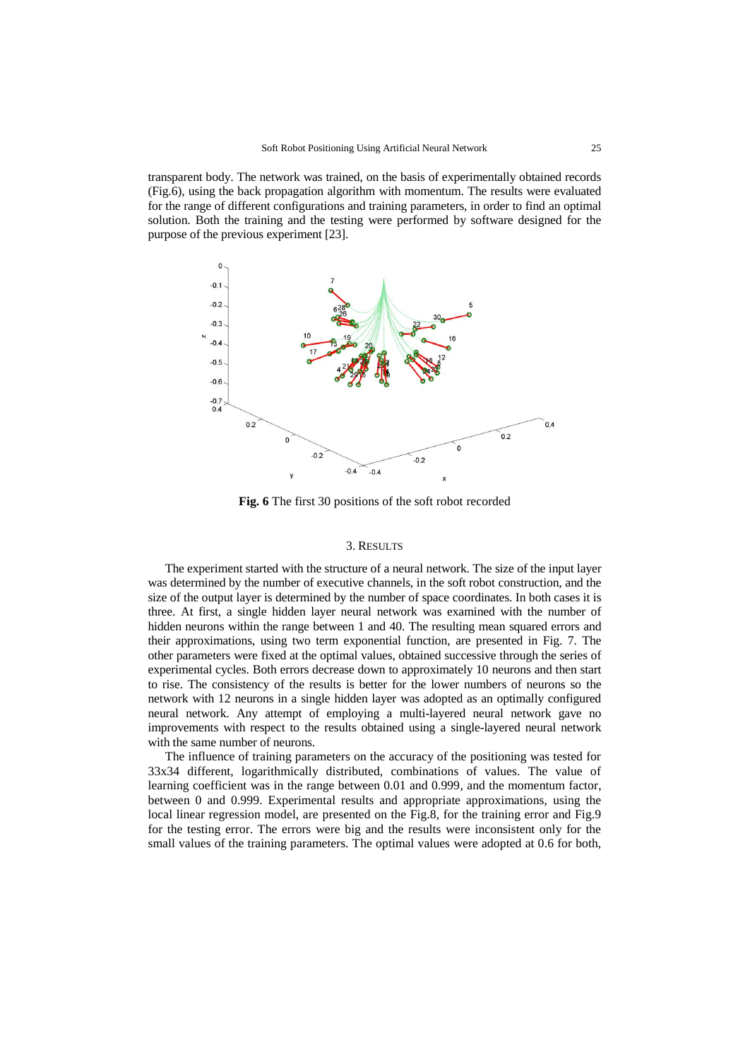transparent body. The network was trained, on the basis of experimentally obtained records (Fig.6), using the back propagation algorithm with momentum. The results were evaluated for the range of different configurations and training parameters, in order to find an optimal solution. Both the training and the testing were performed by software designed for the purpose of the previous experiment [23].

**Fig. 6** The first 30 positions of the soft robot recorded

## 3. Results

The experiment started with the structure of a neural network. The size of the input layer was determined by the number of executive channels, in the soft robot construction, and the size of the output layer is determined by the number of space coordinates. In both cases it is three. At first, a single hidden layer neural network was examined with the number of hidden neurons within the range between 1 and 40. The resulting mean squared errors and their approximations, using two term exponential function, are presented in Fig. 7. The other parameters were fixed at the optimal values, obtained successive through the series of experimental cycles. Both errors decrease down to approximately 10 neurons and then start to rise. The consistency of the results is better for the lower numbers of neurons so the network with 12 neurons in a single hidden layer was adopted as an optimally configured neural network. Any attempt of employing a multi-layered neural network gave no improvements with respect to the results obtained using a single-layered neural network with the same number of neurons.

The influence of training parameters on the accuracy of the positioning was tested for 33x34 different, logarithmically distributed, combinations of values. The value of learning coefficient was in the range between 0.01 and 0.999, and the momentum factor, between 0 and 0.999. Experimental results and appropriate approximations, using the local linear regression model, are presented on the Fig.8, for the training error and Fig.9 for the testing error. The errors were big and the results were inconsistent only for the small values of the training parameters. The optimal values were adopted at 0.6 for both,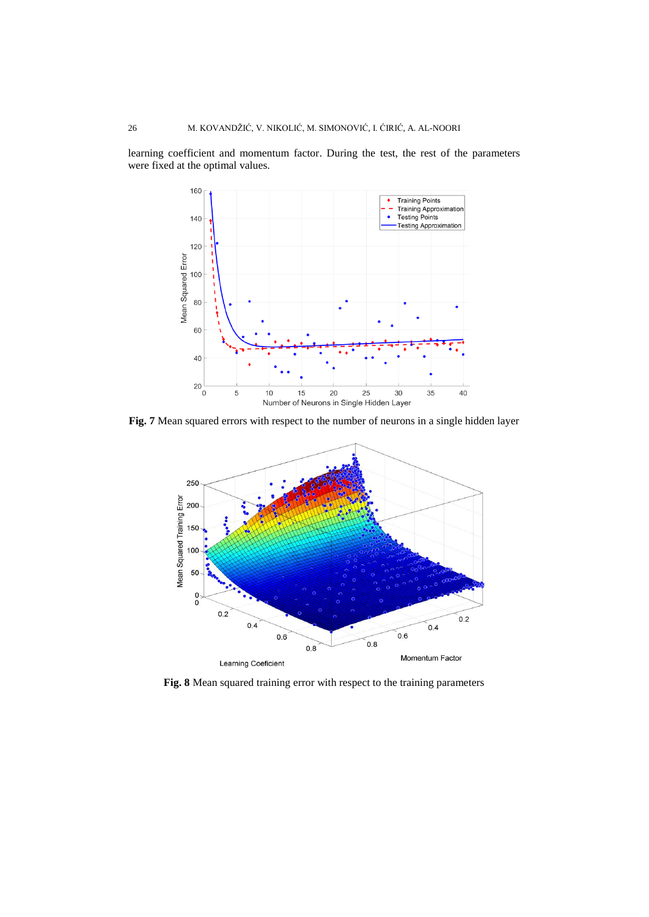learning coefficient and momentum factor. During the test, the rest of the parameters were fixed at the optimal values.

**Fig. 7** Mean squared errors with respect to the number of neurons in a single hidden layer

**Fig. 8** Mean squared training error with respect to the training parameters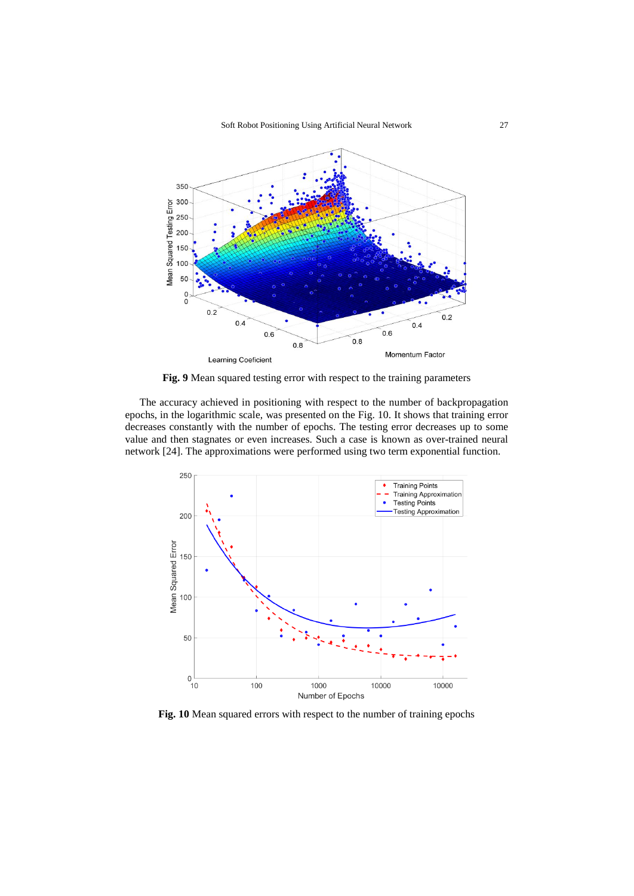**Fig. 9** Mean squared testing error with respect to the training parameters

The accuracy achieved in positioning with respect to the number of backpropagation epochs, in the logarithmic scale, was presented on the Fig. 10. It shows that training error decreases constantly with the number of epochs. The testing error decreases up to some value and then stagnates or even increases. Such a case is known as over-trained neural network [24]. The approximations were performed using two term exponential function.

**Fig. 10** Mean squared errors with respect to the number of training epochs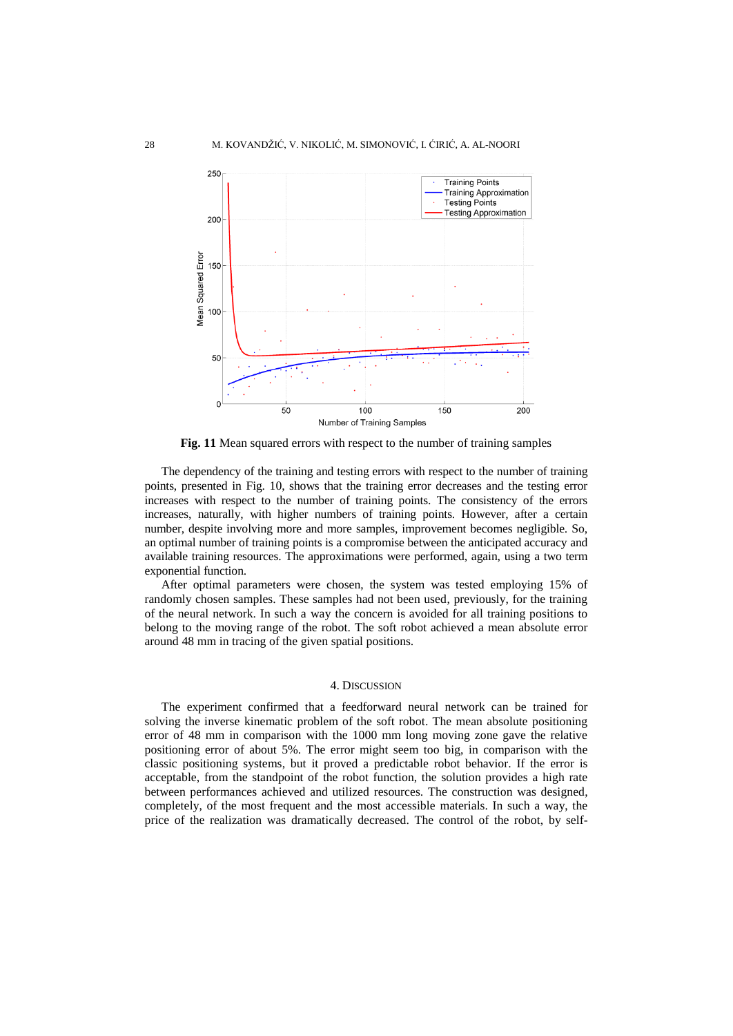**Fig. 11** Mean squared errors with respect to the number of training samples

The dependency of the training and testing errors with respect to the number of training points, presented in Fig. 10, shows that the training error decreases and the testing error increases with respect to the number of training points. The consistency of the errors increases, naturally, with higher numbers of training points. However, after a certain number, despite involving more and more samples, improvement becomes negligible. So, an optimal number of training points is a compromise between the anticipated accuracy and available training resources. The approximations were performed, again, using a two term exponential function.

After optimal parameters were chosen, the system was tested employing 15% of randomly chosen samples. These samples had not been used, previously, for the training of the neural network. In such a way the concern is avoided for all training positions to belong to the moving range of the robot. The soft robot achieved a mean absolute error around 48 mm in tracing of the given spatial positions.

## 4. Discussion

The experiment confirmed that a feedforward neural network can be trained for solving the inverse kinematic problem of the soft robot. The mean absolute positioning error of 48 mm in comparison with the 1000 mm long moving zone gave the relative positioning error of about 5%. The error might seem too big, in comparison with the classic positioning systems, but it proved a predictable robot behavior. If the error is acceptable, from the standpoint of the robot function, the solution provides a high rate between performances achieved and utilized resources. The construction was designed, completely, of the most frequent and the most accessible materials. In such a way, the price of the realization was dramatically decreased. The control of the robot, by self-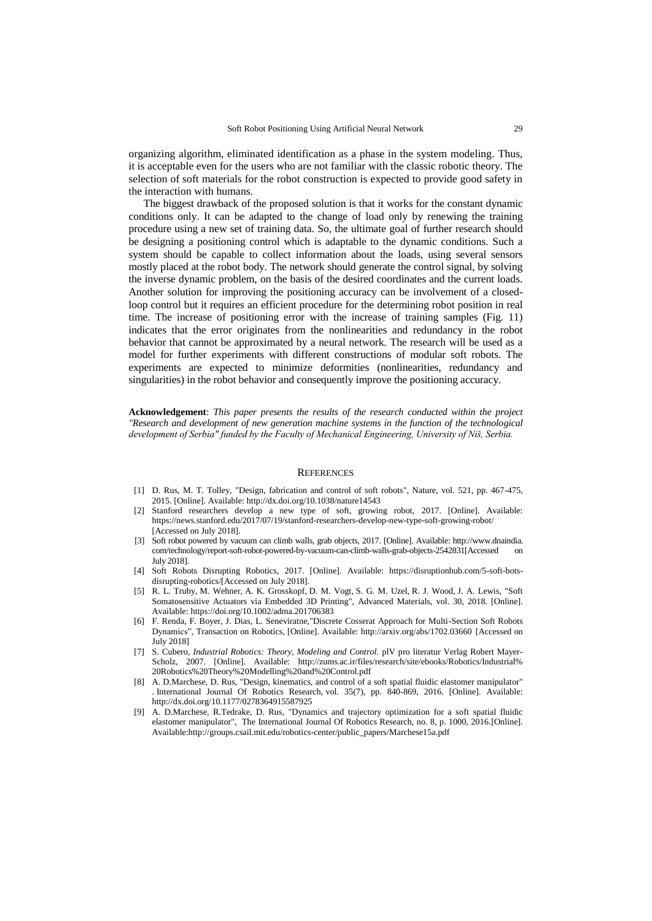organizing algorithm, eliminated identification as a phase in the system modeling. Thus, it is acceptable even for the users who are not familiar with the classic robotic theory. The selection of soft materials for the robot construction is expected to provide good safety in the interaction with humans.

The biggest drawback of the proposed solution is that it works for the constant dynamic conditions only. It can be adapted to the change of load only by renewing the training procedure using a new set of training data. So, the ultimate goal of further research should be designing a positioning control which is adaptable to the dynamic conditions. Such a system should be capable to collect information about the loads, using several sensors mostly placed at the robot body. The network should generate the control signal, by solving the inverse dynamic problem, on the basis of the desired coordinates and the current loads. Another solution for improving the positioning accuracy can be involvement of a closed-loop control but it requires an efficient procedure for the determining robot position in real time. The increase of positioning error with the increase of training samples (Fig. 11) indicates that the error originates from the nonlinearities and redundancy in the robot behavior that cannot be approximated by a neural network. The research will be used as a model for further experiments with different constructions of modular soft robots. The experiments are expected to minimize deformities (nonlinearities, redundancy and singularities) in the robot behavior and consequently improve the positioning accuracy.

**Acknowledgement**: *This paper presents the results of the research conducted within the project "Research and development of new generation machine systems in the function of the technological development of Serbia" funded by the Faculty of Mechanical Engineering, University of Niš, Serbia.*

## REFERENCES

[1] D. Rus, M. T. Tolley, "Design, fabrication and control of soft robots", Nature, vol. 521, pp. 467-475, 2015. [Online]. Available: http://dx.doi.org/10.1038/nature14543

[2] Stanford researchers develop a new type of soft, growing robot, 2017. [Online]. Available: https://news.stanford.edu/2017/07/19/stanford-researchers-develop-new-type-soft-growing-robot/ [Accessed on July 2018].

[3] Soft robot powered by vacuum can climb walls, grab objects, 2017. [Online]. Available: http://www.dnaindia.com/technology/report-soft-robot-powered-by-vacuum-can-climb-walls-grab-objects-2542831[Accessed on July 2018].

[4] Soft Robots Disrupting Robotics, 2017. [Online]. Available: https://disruptionhub.com/5-soft-bots-disrupting-robotics/[Accessed on July 2018].

[5] R. L. Truby, M. Wehner, A. K. Grosskopf, D. M. Vogt, S. G. M. Uzel, R. J. Wood, J. A. Lewis, "Soft Somatosensitive Actuators via Embedded 3D Printing", Advanced Materials, vol. 30, 2018. [Online]. Available: https://doi.org/10.1002/adma.201706383

[6] F. Renda, F. Boyer, J. Dias, L. Seneviratne,"Discrete Cosserat Approach for Multi-Section Soft Robots Dynamics", Transaction on Robotics, [Online]. Available: http://arxiv.org/abs/1702.03660 [Accessed on July 2018]

[7] S. Cubero, *Industrial Robotics: Theory, Modeling and Control*. plV pro literatur Verlag Robert Mayer-Scholz, 2007. [Online]. Available: http://zums.ac.ir/files/research/site/ebooks/Robotics/Industrial%20Robotics%20Theory%20Modelling%20and%20Control.pdf

[8] A. D.Marchese, D. Rus, "Design, kinematics, and control of a soft spatial fluidic elastomer manipulator" . International Journal Of Robotics Research, vol. 35(7), pp. 840-869, 2016. [Online]. Available: http://dx.doi.org/10.1177/0278364915587925

[9] A. D.Marchese, R.Tedrake, D. Rus, "Dynamics and trajectory optimization for a soft spatial fluidic elastomer manipulator", The International Journal Of Robotics Research, no. 8, p. 1000, 2016.[Online]. Available:http://groups.csail.mit.edu/robotics-center/public_papers/Marchese15a.pdf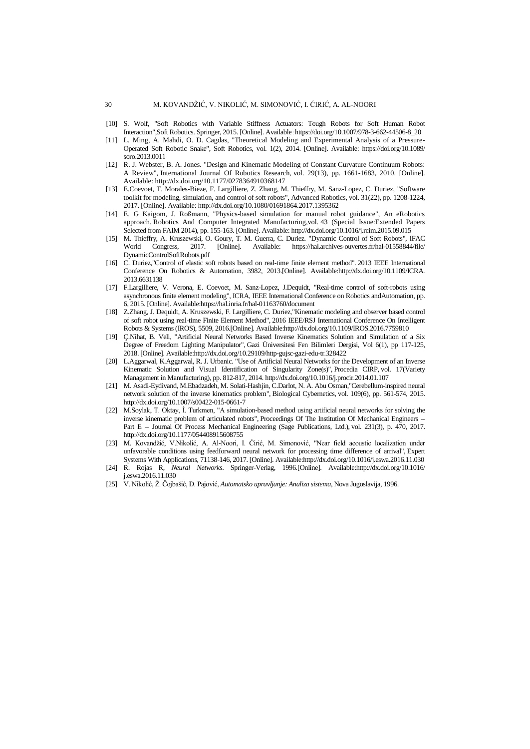[10] S. Wolf, "Soft Robotics with Variable Stiffness Actuators: Tough Robots for Soft Human Robot Interaction",Soft Robotics. Springer, 2015. [Online]. Available: https://doi.org/10.1007/978-3-662-44506-8_20

[11] L. Ming, A. Mahdi, O. D. Cagdas, "Theoretical Modeling and Experimental Analysis of a Pressure-Operated Soft Robotic Snake", Soft Robotics, vol. 1(2), 2014. [Online]. Available: https://doi.org/10.1089/soro.2013.0011

[12] R. J. Webster, B. A. Jones. "Design and Kinematic Modeling of Constant Curvature Continuum Robots: A Review", International Journal Of Robotics Research, vol. 29(13), pp. 1661-1683, 2010. [Online]. Available: http://dx.doi.org/10.1177/0278364910368147

[13] E.Coevoet, T. Morales-Bieze, F. Largilliere, Z. Zhang, M. Thieffry, M. Sanz-Lopez, C. Duriez, "Software toolkit for modeling, simulation, and control of soft robots", Advanced Robotics, vol. 31(22), pp. 1208-1224, 2017. [Online]. Available: http://dx.doi.org/10.1080/01691864.2017.1395362

[14] E. G Kaigom, J. Roßmann, "Physics-based simulation for manual robot guidance", An eRobotics approach. Robotics And Computer Integrated Manufacturing,vol. 43 (Special Issue:Extended Papers Selected from FAIM 2014), pp. 155-163. [Online]. Available: http://dx.doi.org/10.1016/j.rcim.2015.09.015

[15] M. Thieffry, A. Kruszewski, O. Goury, T. M. Guerra, C. Duriez. "Dynamic Control of Soft Robots", IFAC World Congress, 2017. [Online]. Available: https://hal.archives-ouvertes.fr/hal-01558844/file/DynamicControlSoftRobots.pdf

[16] C. Duriez,"Control of elastic soft robots based on real-time finite element method". 2013 IEEE International Conference On Robotics & Automation, 3982, 2013.[Online]. Available:http://dx.doi.org/10.1109/ICRA.2013.6631138

[17] F.Largilliere, V. Verona, E. Coevoet, M. Sanz-Lopez, J.Dequidt, "Real-time control of soft-robots using asynchronous finite element modeling", ICRA, IEEE International Conference on Robotics andAutomation, pp. 6, 2015. [Online]. Available:https://hal.inria.fr/hal-01163760/document

[18] Z.Zhang, J. Dequidt, A. Kruszewski, F. Largilliere, C. Duriez,"Kinematic modeling and observer based control of soft robot using real-time Finite Element Method", 2016 IEEE/RSJ International Conference On Intelligent Robots & Systems (IROS), 5509, 2016.[Online]. Available:http://dx.doi.org/10.1109/IROS.2016.7759810

[19] Ç.Nihat, B. Veli, "Artificial Neural Networks Based Inverse Kinematics Solution and Simulation of a Six Degree of Freedom Lighting Manipulator", Gazi Üniversitesi Fen Bilimleri Dergisi, Vol 6(1), pp 117-125, 2018. [Online]. Available:http://dx.doi.org/10.29109/http-gujsc-gazi-edu-tr.328422

[20] L.Aggarwal, K.Aggarwal, R. J. Urbanic. "Use of Artificial Neural Networks for the Development of an Inverse Kinematic Solution and Visual Identification of Singularity Zone(s)", Procedia CIRP, vol. 17(Variety Management in Manufacturing), pp. 812-817, 2014. http://dx.doi.org/10.1016/j.procir.2014.01.107

[21] M. Asadi-Eydivand, M.Ebadzadeh, M. Solati-Hashjin, C.Darlot, N. A. Abu Osman,"Cerebellum-inspired neural network solution of the inverse kinematics problem", Biological Cybernetics, vol. 109(6), pp. 561-574, 2015. http://dx.doi.org/10.1007/s00422-015-0661-7

[22] M.Soylak, T. Oktay, İ. Turkmen, "A simulation-based method using artificial neural networks for solving the inverse kinematic problem of articulated robots", Proceedings Of The Institution Of Mechanical Engineers -- Part E -- Journal Of Process Mechanical Engineering (Sage Publications, Ltd.), vol. 231(3), p. 470, 2017. http://dx.doi.org/10.1177/0954408915608755

[23] M. Kovandžić, V.Nikolić, A. Al-Noori, I. Ćirić, M. Simonović, "Near field acoustic localization under unfavorable conditions using feedforward neural network for processing time difference of arrival", Expert Systems With Applications, 71138-146, 2017. [Online]. Available:http://dx.doi.org/10.1016/j.eswa.2016.11.030

[24] R. Rojas R, *Neural Networks*. Springer-Verlag, 1996.[Online]. Available:http://dx.doi.org/10.1016/j.eswa.2016.11.030

[25] V. Nikolić, Ž. Čojbašić, D. Pajović, *Automatsko upravljanje: Analiza sistema*, Nova Jugoslavija, 1996.